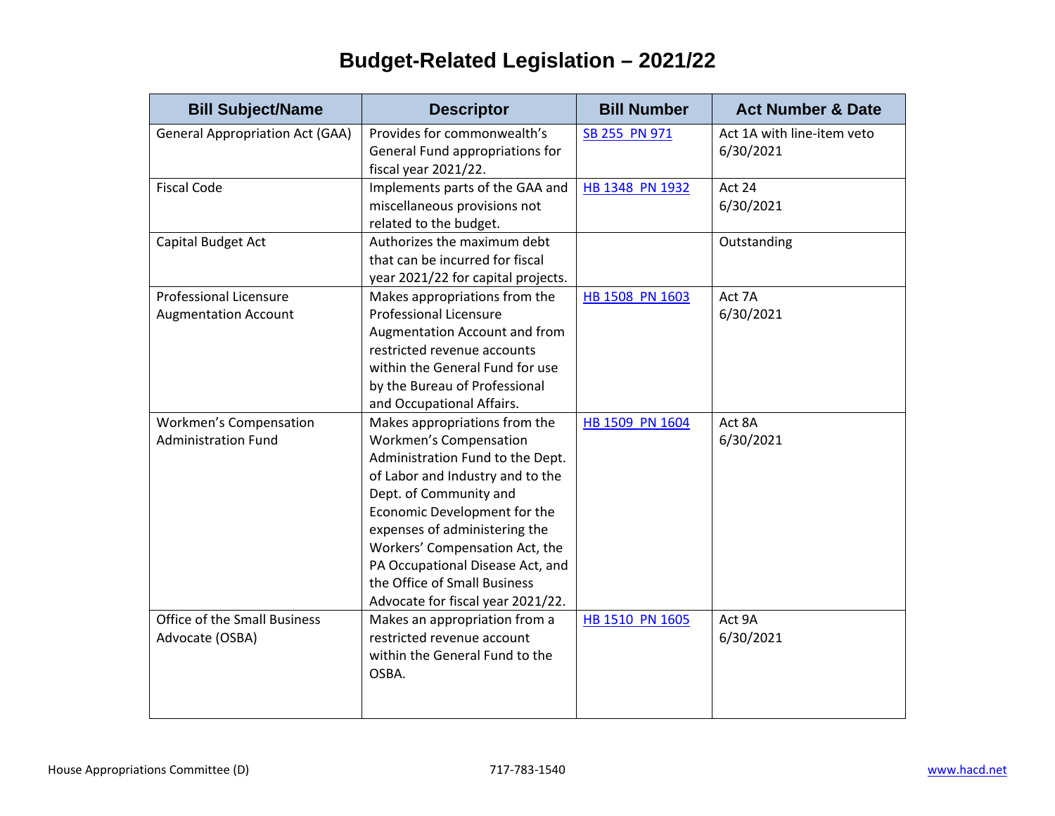# Budget-Related Legislation – 2021/22

| Bill Subject/Name | Descriptor | Bill Number | Act Number & Date |
|---|---|---|---|
| General Appropriation Act (GAA) | Provides for commonwealth's General Fund appropriations for fiscal year 2021/22. | SB 255 PN 971 | Act 1A with line-item veto 6/30/2021 |
| Fiscal Code | Implements parts of the GAA and miscellaneous provisions not related to the budget. | HB 1348 PN 1932 | Act 24 6/30/2021 |
| Capital Budget Act | Authorizes the maximum debt that can be incurred for fiscal year 2021/22 for capital projects. | | Outstanding |
| Professional Licensure Augmentation Account | Makes appropriations from the Professional Licensure Augmentation Account and from restricted revenue accounts within the General Fund for use by the Bureau of Professional and Occupational Affairs. | HB 1508 PN 1603 | Act 7A 6/30/2021 |
| Workmen's Compensation Administration Fund | Makes appropriations from the Workmen's Compensation Administration Fund to the Dept. of Labor and Industry and to the Dept. of Community and Economic Development for the expenses of administering the Workers' Compensation Act, the PA Occupational Disease Act, and the Office of Small Business Advocate for fiscal year 2021/22. | HB 1509 PN 1604 | Act 8A 6/30/2021 |
| Office of the Small Business Advocate (OSBA) | Makes an appropriation from a restricted revenue account within the General Fund to the OSBA. | HB 1510 PN 1605 | Act 9A 6/30/2021 |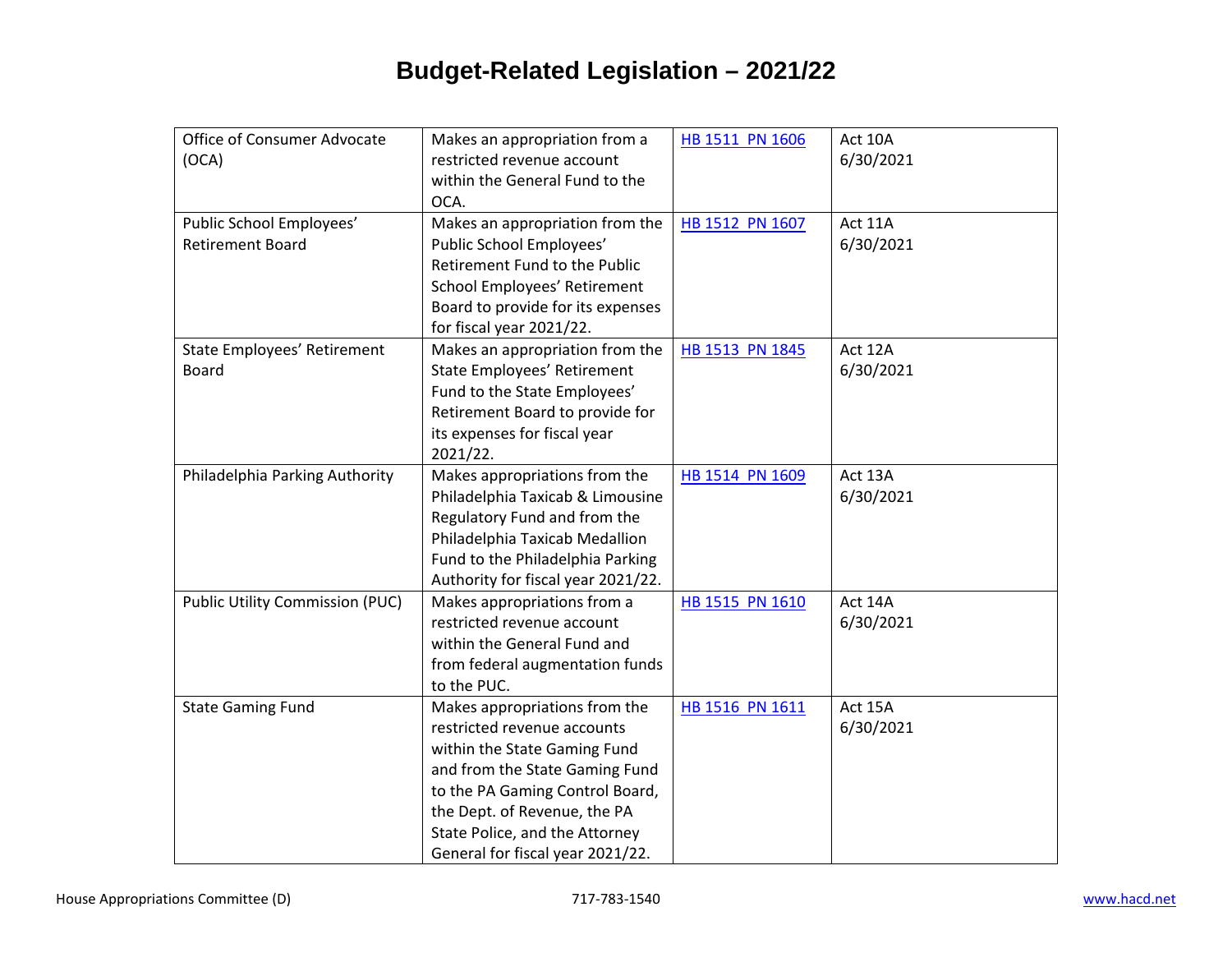# Budget-Related Legislation – 2021/22

| | | | |
|---|---|---|---|
| Office of Consumer Advocate (OCA) | Makes an appropriation from a restricted revenue account within the General Fund to the OCA. | HB 1511 PN 1606 | Act 10A 6/30/2021 |
| Public School Employees' Retirement Board | Makes an appropriation from the Public School Employees' Retirement Fund to the Public School Employees' Retirement Board to provide for its expenses for fiscal year 2021/22. | HB 1512 PN 1607 | Act 11A 6/30/2021 |
| State Employees' Retirement Board | Makes an appropriation from the State Employees' Retirement Fund to the State Employees' Retirement Board to provide for its expenses for fiscal year 2021/22. | HB 1513 PN 1845 | Act 12A 6/30/2021 |
| Philadelphia Parking Authority | Makes appropriations from the Philadelphia Taxicab & Limousine Regulatory Fund and from the Philadelphia Taxicab Medallion Fund to the Philadelphia Parking Authority for fiscal year 2021/22. | HB 1514 PN 1609 | Act 13A 6/30/2021 |
| Public Utility Commission (PUC) | Makes appropriations from a restricted revenue account within the General Fund and from federal augmentation funds to the PUC. | HB 1515 PN 1610 | Act 14A 6/30/2021 |
| State Gaming Fund | Makes appropriations from the restricted revenue accounts within the State Gaming Fund and from the State Gaming Fund to the PA Gaming Control Board, the Dept. of Revenue, the PA State Police, and the Attorney General for fiscal year 2021/22. | HB 1516 PN 1611 | Act 15A 6/30/2021 |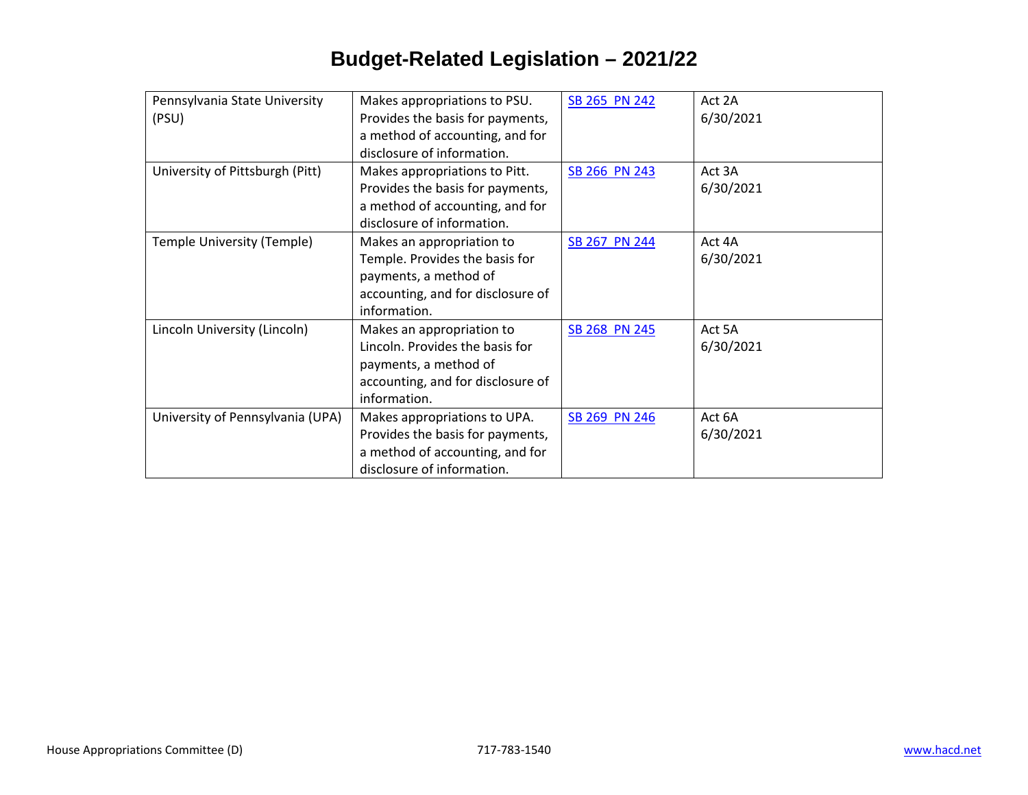# Budget-Related Legislation – 2021/22

| | | | |
|---|---|---|---|
| Pennsylvania State University (PSU) | Makes appropriations to PSU. Provides the basis for payments, a method of accounting, and for disclosure of information. | SB 265 PN 242 | Act 2A 6/30/2021 |
| University of Pittsburgh (Pitt) | Makes appropriations to Pitt. Provides the basis for payments, a method of accounting, and for disclosure of information. | SB 266 PN 243 | Act 3A 6/30/2021 |
| Temple University (Temple) | Makes an appropriation to Temple. Provides the basis for payments, a method of accounting, and for disclosure of information. | SB 267 PN 244 | Act 4A 6/30/2021 |
| Lincoln University (Lincoln) | Makes an appropriation to Lincoln. Provides the basis for payments, a method of accounting, and for disclosure of information. | SB 268 PN 245 | Act 5A 6/30/2021 |
| University of Pennsylvania (UPA) | Makes appropriations to UPA. Provides the basis for payments, a method of accounting, and for disclosure of information. | SB 269 PN 246 | Act 6A 6/30/2021 |